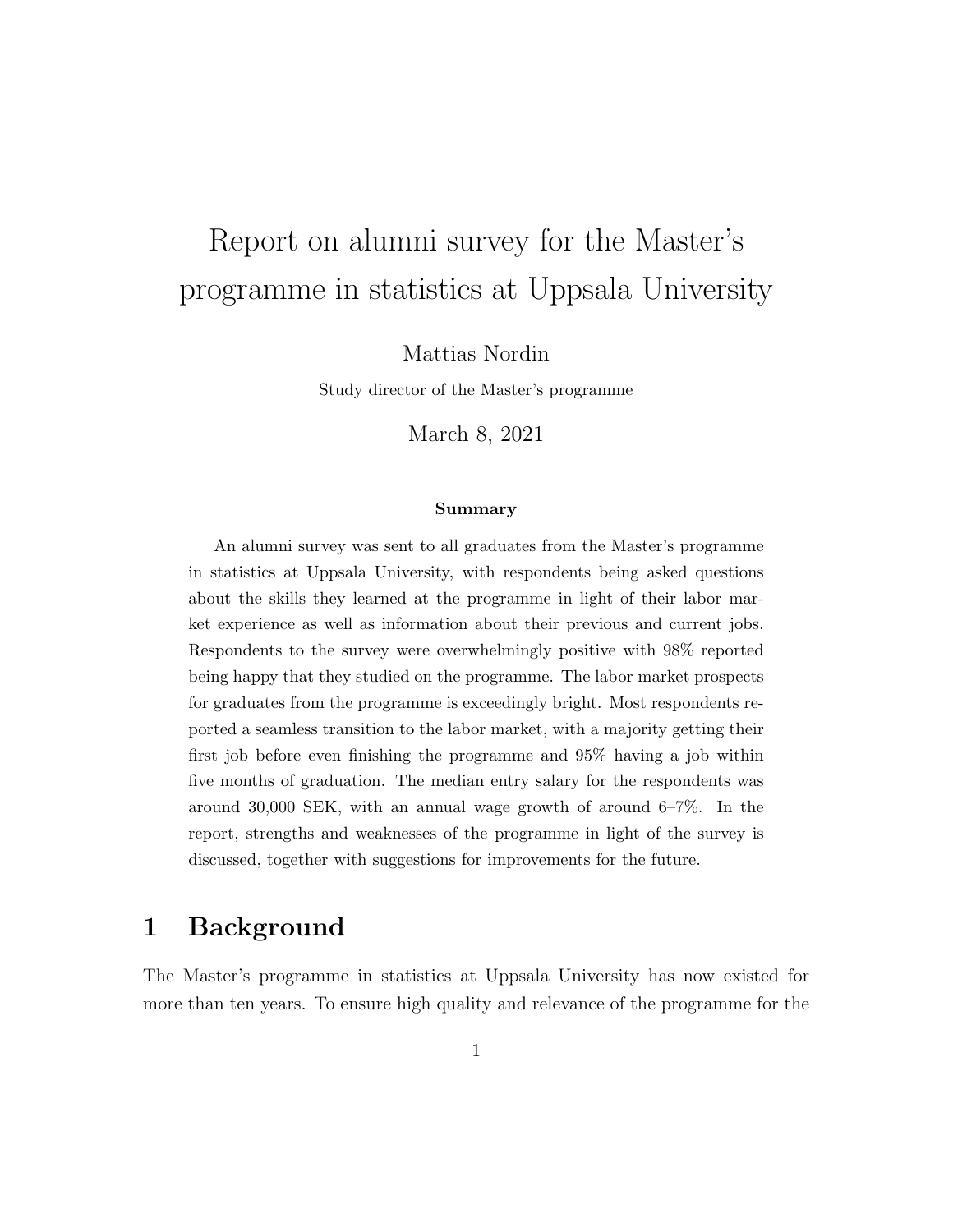# Report on alumni survey for the Master's programme in statistics at Uppsala University

Mattias Nordin

Study director of the Master's programme

March 8, 2021

**Summary**

An alumni survey was sent to all graduates from the Master's programme in statistics at Uppsala University, with respondents being asked questions about the skills they learned at the programme in light of their labor market experience as well as information about their previous and current jobs. Respondents to the survey were overwhelmingly positive with 98% reported being happy that they studied on the programme. The labor market prospects for graduates from the programme is exceedingly bright. Most respondents reported a seamless transition to the labor market, with a majority getting their first job before even finishing the programme and 95% having a job within five months of graduation. The median entry salary for the respondents was around 30,000 SEK, with an annual wage growth of around 6–7%. In the report, strengths and weaknesses of the programme in light of the survey is discussed, together with suggestions for improvements for the future.

## 1 Background

The Master's programme in statistics at Uppsala University has now existed for more than ten years. To ensure high quality and relevance of the programme for the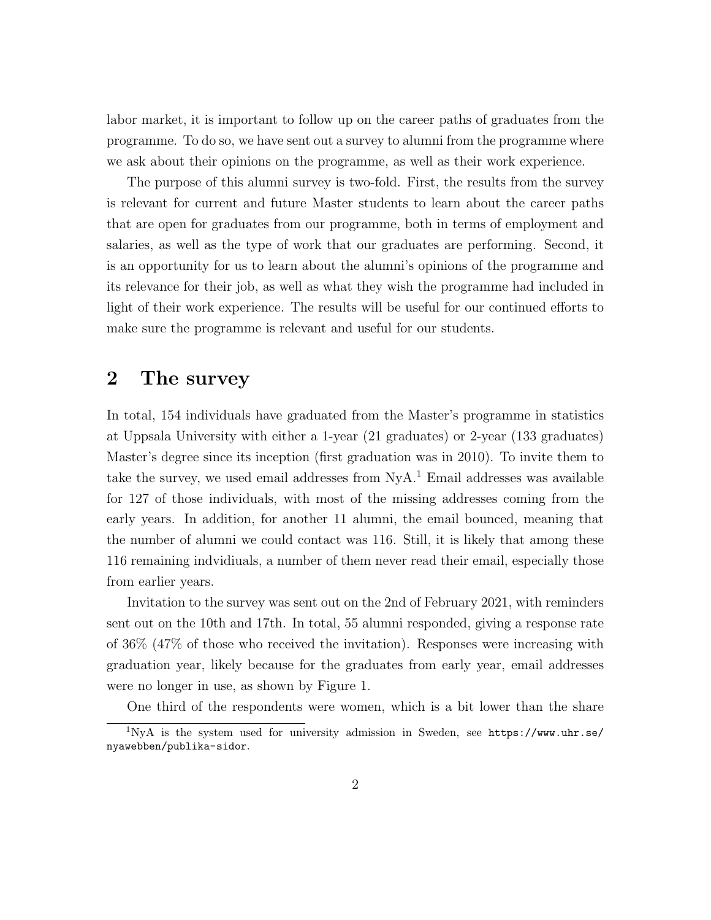labor market, it is important to follow up on the career paths of graduates from the programme. To do so, we have sent out a survey to alumni from the programme where we ask about their opinions on the programme, as well as their work experience.

The purpose of this alumni survey is two-fold. First, the results from the survey is relevant for current and future Master students to learn about the career paths that are open for graduates from our programme, both in terms of employment and salaries, as well as the type of work that our graduates are performing. Second, it is an opportunity for us to learn about the alumni's opinions of the programme and its relevance for their job, as well as what they wish the programme had included in light of their work experience. The results will be useful for our continued efforts to make sure the programme is relevant and useful for our students.

## 2 The survey

In total, 154 individuals have graduated from the Master's programme in statistics at Uppsala University with either a 1-year (21 graduates) or 2-year (133 graduates) Master's degree since its inception (first graduation was in 2010). To invite them to take the survey, we used email addresses from NyA.[1] Email addresses was available for 127 of those individuals, with most of the missing addresses coming from the early years. In addition, for another 11 alumni, the email bounced, meaning that the number of alumni we could contact was 116. Still, it is likely that among these 116 remaining indvidiuals, a number of them never read their email, especially those from earlier years.

Invitation to the survey was sent out on the 2nd of February 2021, with reminders sent out on the 10th and 17th. In total, 55 alumni responded, giving a response rate of 36% (47% of those who received the invitation). Responses were increasing with graduation year, likely because for the graduates from early year, email addresses were no longer in use, as shown by Figure 1.

One third of the respondents were women, which is a bit lower than the share

[1] NyA is the system used for university admission in Sweden, see https://www.uhr.se/nyawebben/publika-sidor.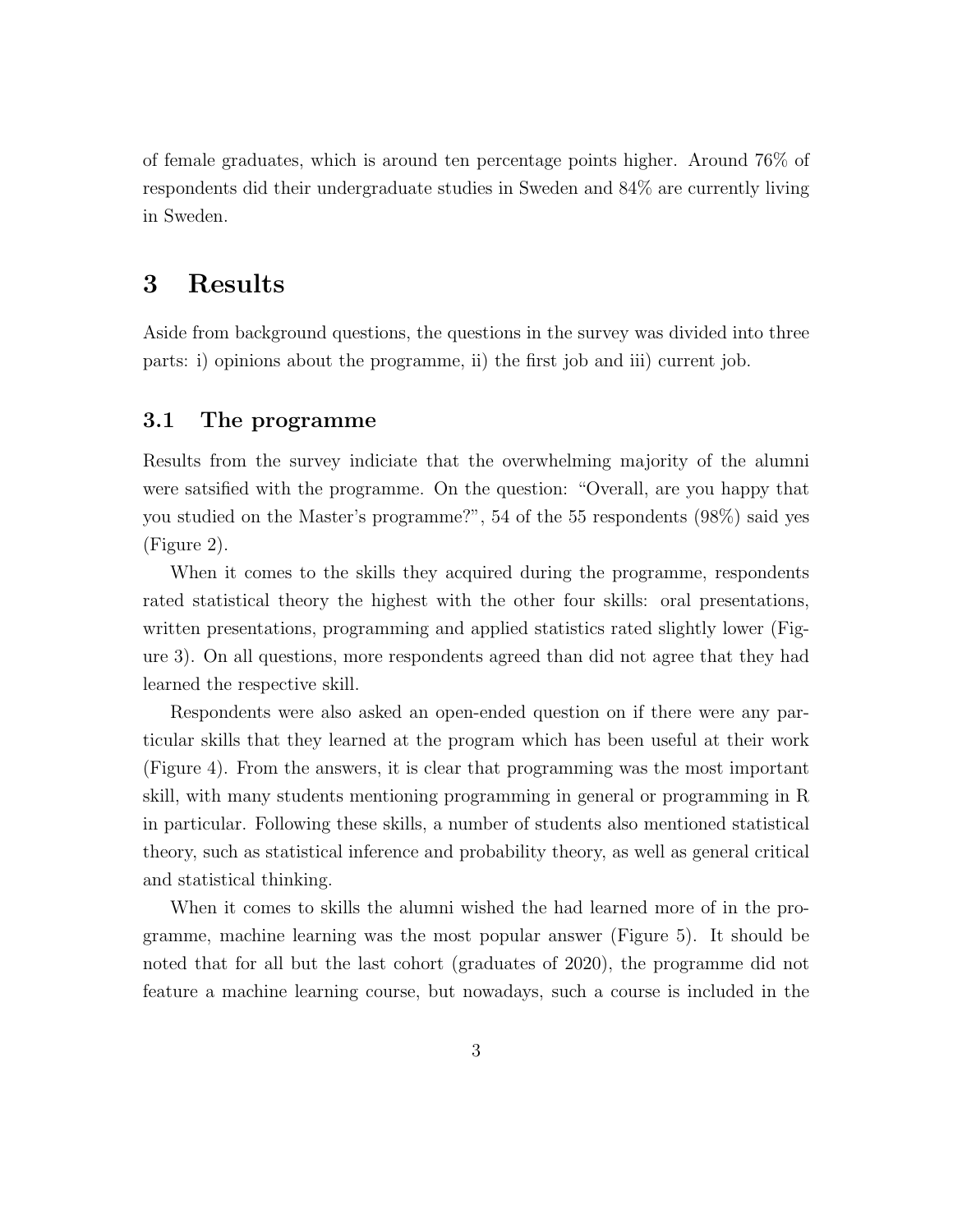of female graduates, which is around ten percentage points higher. Around 76% of respondents did their undergraduate studies in Sweden and 84% are currently living in Sweden.

# 3 Results

Aside from background questions, the questions in the survey was divided into three parts: i) opinions about the programme, ii) the first job and iii) current job.

## 3.1 The programme

Results from the survey indiciate that the overwhelming majority of the alumni were satsified with the programme. On the question: "Overall, are you happy that you studied on the Master's programme?", 54 of the 55 respondents (98%) said yes (Figure 2).

When it comes to the skills they acquired during the programme, respondents rated statistical theory the highest with the other four skills: oral presentations, written presentations, programming and applied statistics rated slightly lower (Figure 3). On all questions, more respondents agreed than did not agree that they had learned the respective skill.

Respondents were also asked an open-ended question on if there were any particular skills that they learned at the program which has been useful at their work (Figure 4). From the answers, it is clear that programming was the most important skill, with many students mentioning programming in general or programming in R in particular. Following these skills, a number of students also mentioned statistical theory, such as statistical inference and probability theory, as well as general critical and statistical thinking.

When it comes to skills the alumni wished the had learned more of in the programme, machine learning was the most popular answer (Figure 5). It should be noted that for all but the last cohort (graduates of 2020), the programme did not feature a machine learning course, but nowadays, such a course is included in the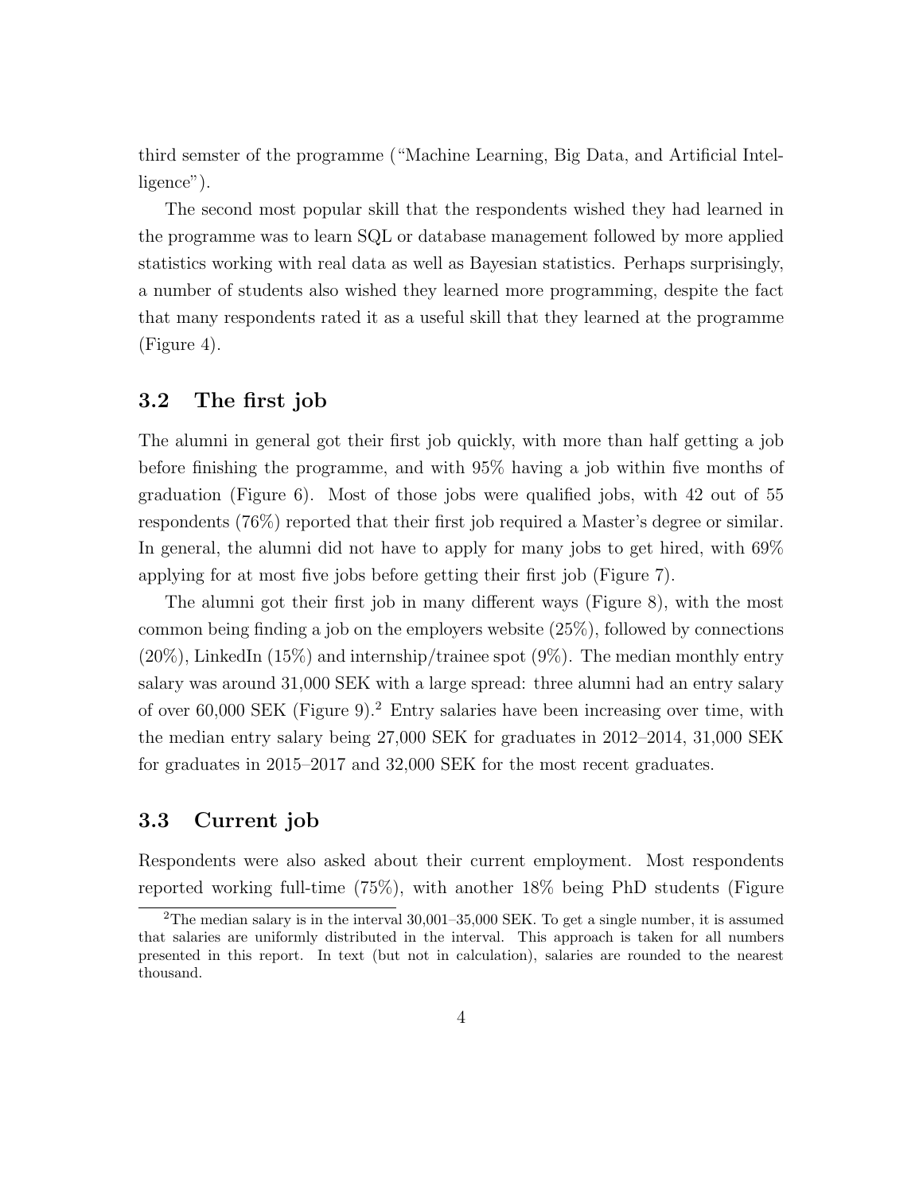third semster of the programme ("Machine Learning, Big Data, and Artificial Intelligence").

The second most popular skill that the respondents wished they had learned in the programme was to learn SQL or database management followed by more applied statistics working with real data as well as Bayesian statistics. Perhaps surprisingly, a number of students also wished they learned more programming, despite the fact that many respondents rated it as a useful skill that they learned at the programme (Figure 4).

### 3.2 The first job

The alumni in general got their first job quickly, with more than half getting a job before finishing the programme, and with 95% having a job within five months of graduation (Figure 6). Most of those jobs were qualified jobs, with 42 out of 55 respondents (76%) reported that their first job required a Master's degree or similar. In general, the alumni did not have to apply for many jobs to get hired, with 69% applying for at most five jobs before getting their first job (Figure 7).

The alumni got their first job in many different ways (Figure 8), with the most common being finding a job on the employers website (25%), followed by connections (20%), LinkedIn (15%) and internship/trainee spot (9%). The median monthly entry salary was around 31,000 SEK with a large spread: three alumni had an entry salary of over 60,000 SEK (Figure 9).[2] Entry salaries have been increasing over time, with the median entry salary being 27,000 SEK for graduates in 2012–2014, 31,000 SEK for graduates in 2015–2017 and 32,000 SEK for the most recent graduates.

### 3.3 Current job

Respondents were also asked about their current employment. Most respondents reported working full-time (75%), with another 18% being PhD students (Figure

[2] The median salary is in the interval 30,001–35,000 SEK. To get a single number, it is assumed that salaries are uniformly distributed in the interval. This approach is taken for all numbers presented in this report. In text (but not in calculation), salaries are rounded to the nearest thousand.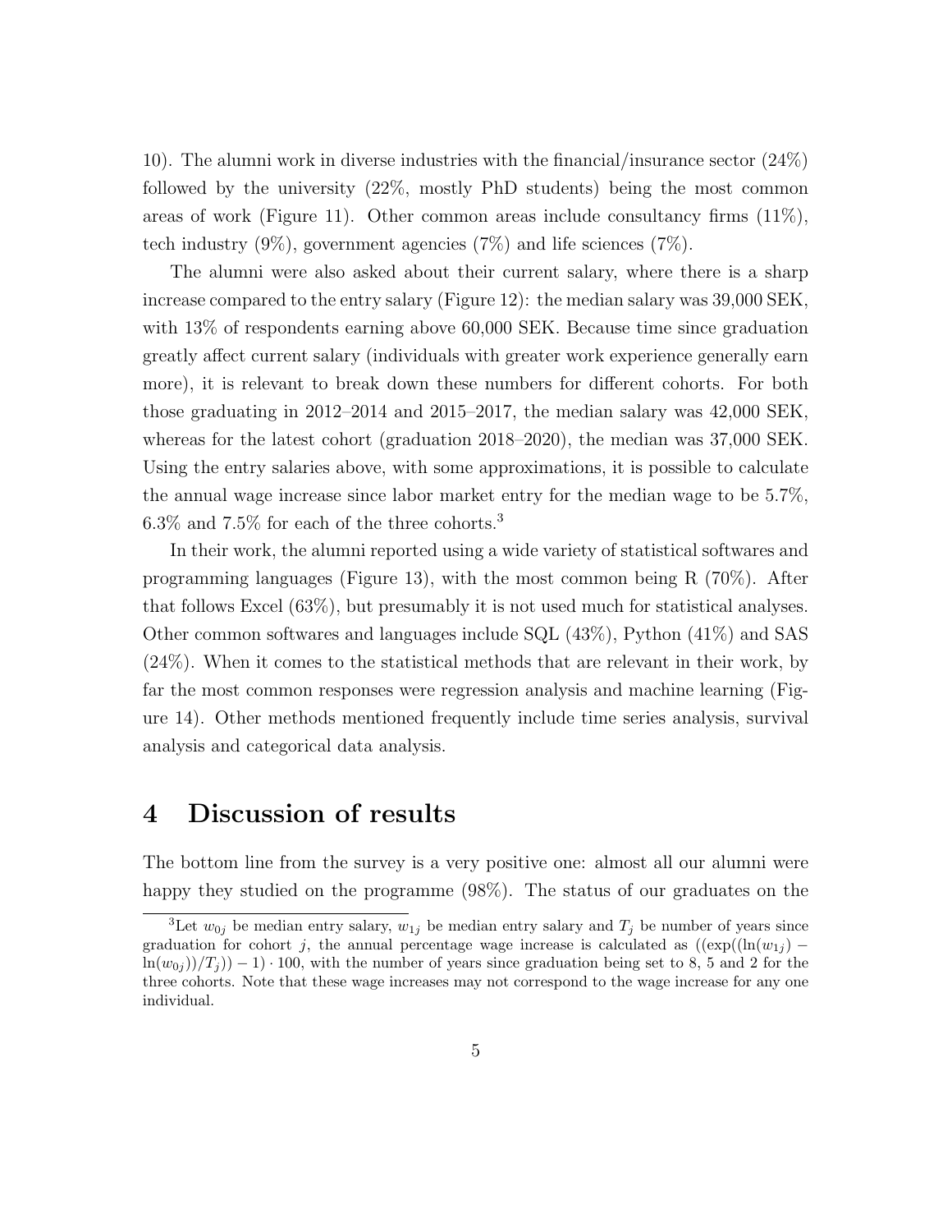10). The alumni work in diverse industries with the financial/insurance sector (24%) followed by the university (22%, mostly PhD students) being the most common areas of work (Figure 11). Other common areas include consultancy firms (11%), tech industry (9%), government agencies (7%) and life sciences (7%).

The alumni were also asked about their current salary, where there is a sharp increase compared to the entry salary (Figure 12): the median salary was 39,000 SEK, with 13% of respondents earning above 60,000 SEK. Because time since graduation greatly affect current salary (individuals with greater work experience generally earn more), it is relevant to break down these numbers for different cohorts. For both those graduating in 2012–2014 and 2015–2017, the median salary was 42,000 SEK, whereas for the latest cohort (graduation 2018–2020), the median was 37,000 SEK. Using the entry salaries above, with some approximations, it is possible to calculate the annual wage increase since labor market entry for the median wage to be 5.7%, 6.3% and 7.5% for each of the three cohorts.[3]

In their work, the alumni reported using a wide variety of statistical softwares and programming languages (Figure 13), with the most common being R (70%). After that follows Excel (63%), but presumably it is not used much for statistical analyses. Other common softwares and languages include SQL (43%), Python (41%) and SAS (24%). When it comes to the statistical methods that are relevant in their work, by far the most common responses were regression analysis and machine learning (Figure 14). Other methods mentioned frequently include time series analysis, survival analysis and categorical data analysis.

# 4 Discussion of results

The bottom line from the survey is a very positive one: almost all our alumni were happy they studied on the programme (98%). The status of our graduates on the

[3] Let $w_{0j}$ be median entry salary, $w_{1j}$ be median entry salary and $T_j$ be number of years since graduation for cohort $j$, the annual percentage wage increase is calculated as $((\exp((\ln(w_{1j}) - \ln(w_{0j}))/T_j)) - 1) \cdot 100$, with the number of years since graduation being set to 8, 5 and 2 for the three cohorts. Note that these wage increases may not correspond to the wage increase for any one individual.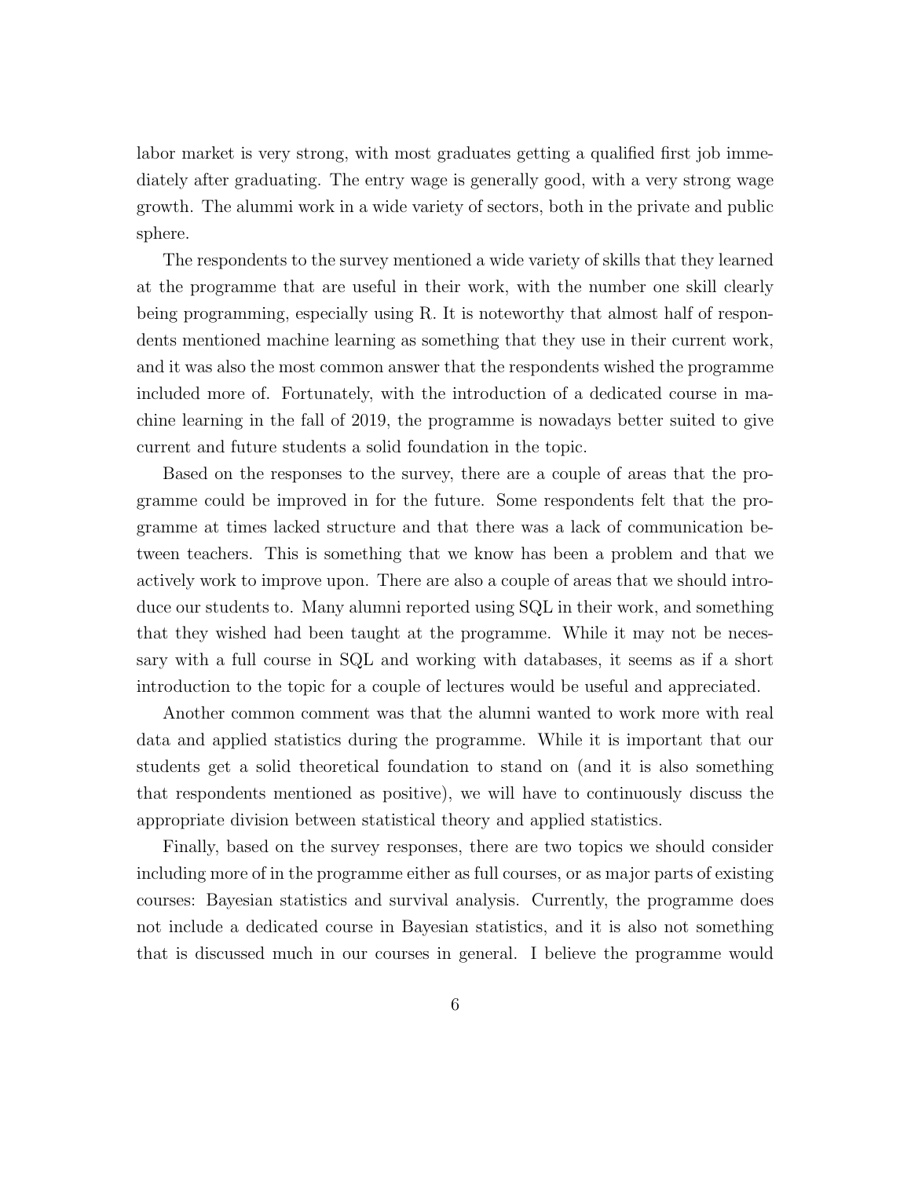labor market is very strong, with most graduates getting a qualified first job immediately after graduating. The entry wage is generally good, with a very strong wage growth. The alummi work in a wide variety of sectors, both in the private and public sphere.

The respondents to the survey mentioned a wide variety of skills that they learned at the programme that are useful in their work, with the number one skill clearly being programming, especially using R. It is noteworthy that almost half of respondents mentioned machine learning as something that they use in their current work, and it was also the most common answer that the respondents wished the programme included more of. Fortunately, with the introduction of a dedicated course in machine learning in the fall of 2019, the programme is nowadays better suited to give current and future students a solid foundation in the topic.

Based on the responses to the survey, there are a couple of areas that the programme could be improved in for the future. Some respondents felt that the programme at times lacked structure and that there was a lack of communication between teachers. This is something that we know has been a problem and that we actively work to improve upon. There are also a couple of areas that we should introduce our students to. Many alumni reported using SQL in their work, and something that they wished had been taught at the programme. While it may not be necessary with a full course in SQL and working with databases, it seems as if a short introduction to the topic for a couple of lectures would be useful and appreciated.

Another common comment was that the alumni wanted to work more with real data and applied statistics during the programme. While it is important that our students get a solid theoretical foundation to stand on (and it is also something that respondents mentioned as positive), we will have to continuously discuss the appropriate division between statistical theory and applied statistics.

Finally, based on the survey responses, there are two topics we should consider including more of in the programme either as full courses, or as major parts of existing courses: Bayesian statistics and survival analysis. Currently, the programme does not include a dedicated course in Bayesian statistics, and it is also not something that is discussed much in our courses in general. I believe the programme would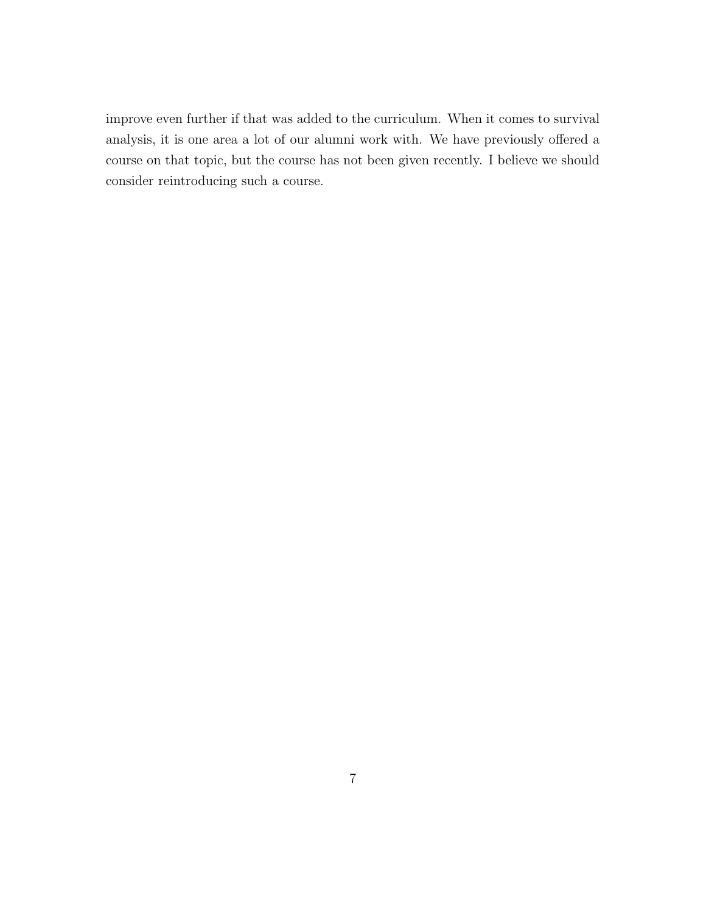improve even further if that was added to the curriculum. When it comes to survival analysis, it is one area a lot of our alumni work with. We have previously offered a course on that topic, but the course has not been given recently. I believe we should consider reintroducing such a course.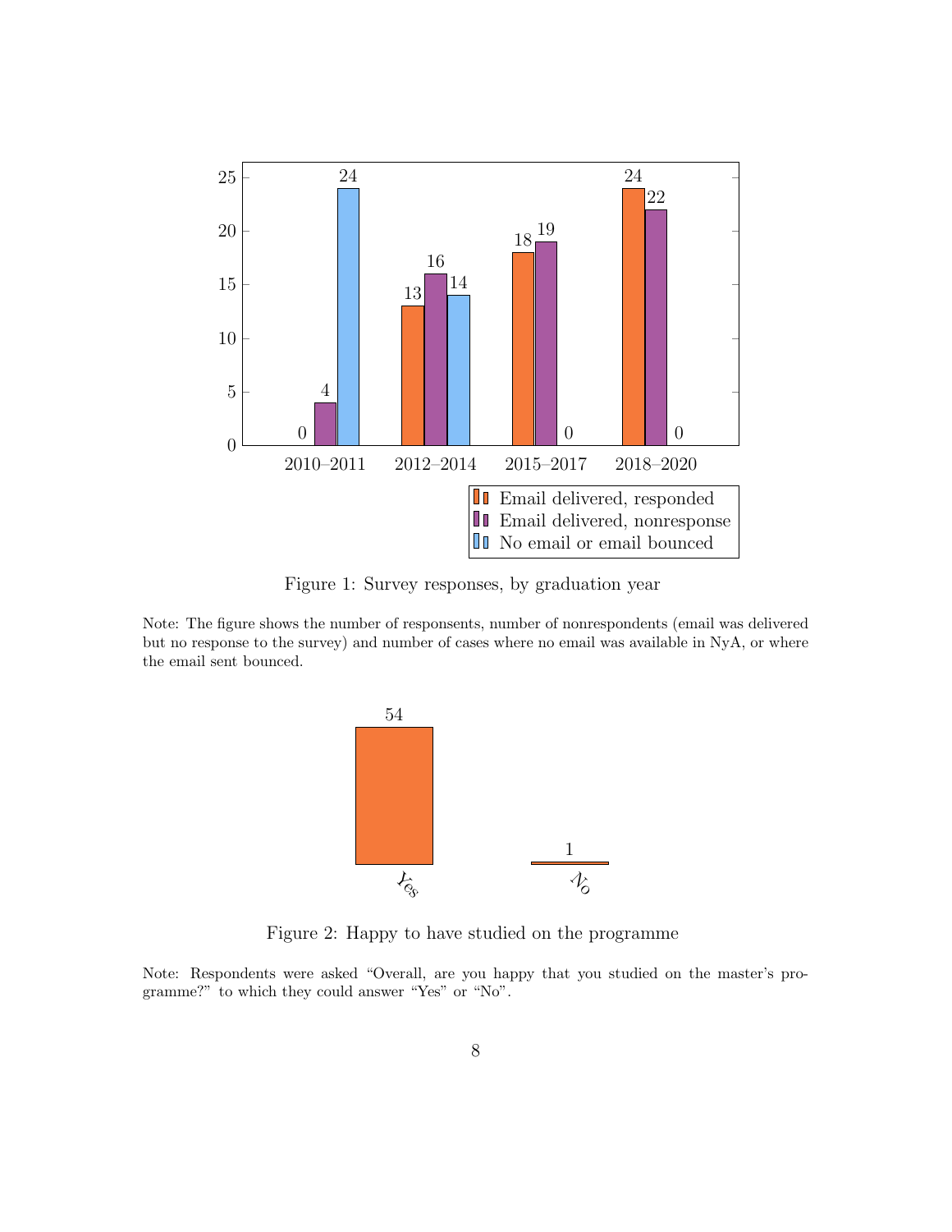| | 2010–2011 | 2012–2014 | 2015–2017 | 2018–2020 |
|---|---|---|---|---|
| Email delivered, responded | 0 | 13 | 18 | 24 |
| Email delivered, nonresponse | 4 | 16 | 19 | 22 |
| No email or email bounced | 24 | 14 | 0 | 0 |

Figure 1: Survey responses, by graduation year

Note: The figure shows the number of responsents, number of nonrespondents (email was delivered but no response to the survey) and number of cases where no email was available in NyA, or where the email sent bounced.

| Yes | No |
|---|---|
| 54 | 1 |

Figure 2: Happy to have studied on the programme

Note: Respondents were asked "Overall, are you happy that you studied on the master's programme?" to which they could answer "Yes" or "No".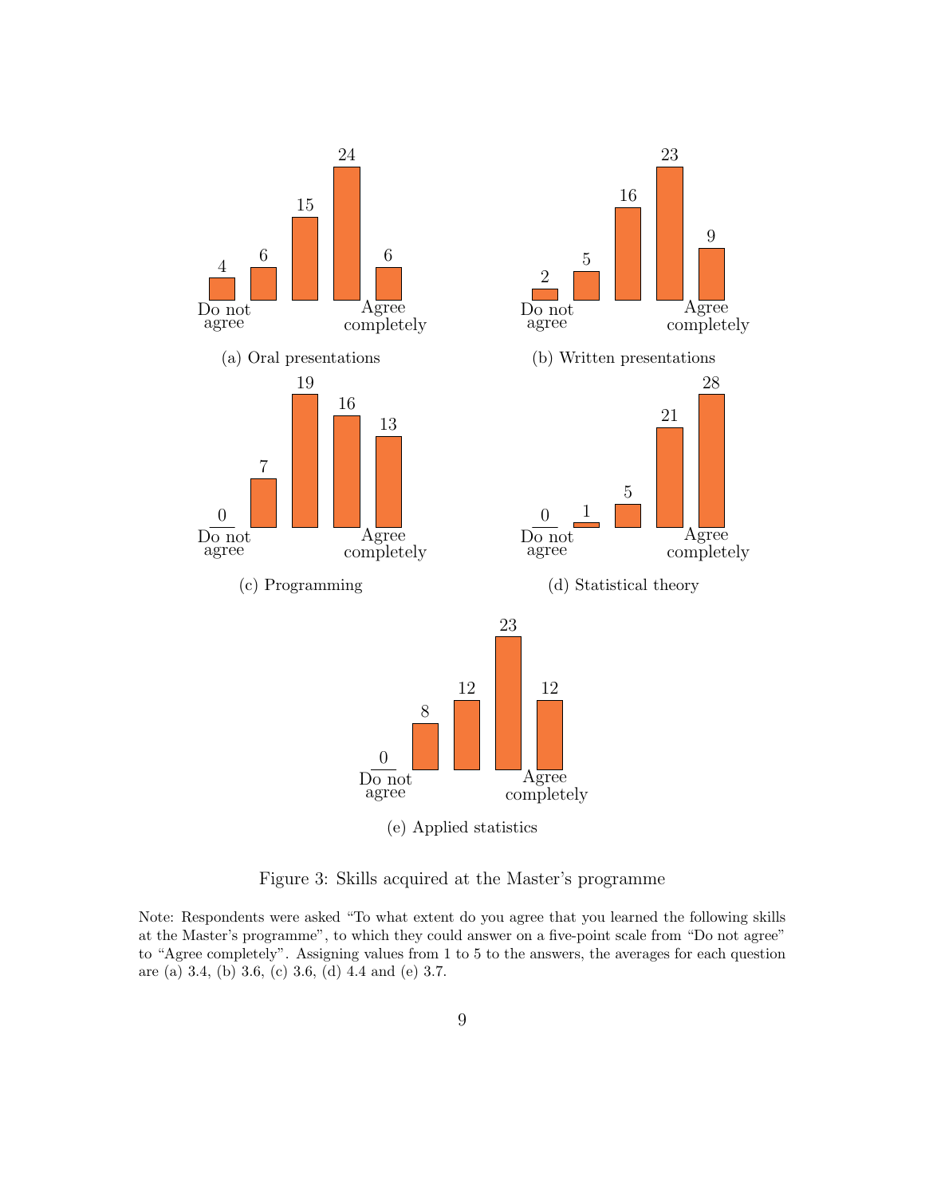| | Do not agree | | | | Agree completely |
|---|---|---|---|---|---|
| (a) Oral presentations | 4 | 6 | 15 | 24 | 6 |
| (b) Written presentations | 2 | 5 | 16 | 23 | 9 |
| (c) Programming | 0 | 7 | 19 | 16 | 13 |
| (d) Statistical theory | 0 | 1 | 5 | 21 | 28 |
| (e) Applied statistics | 0 | 8 | 12 | 23 | 12 |

Figure 3: Skills acquired at the Master's programme

Note: Respondents were asked "To what extent do you agree that you learned the following skills at the Master's programme", to which they could answer on a five-point scale from "Do not agree" to "Agree completely". Assigning values from 1 to 5 to the answers, the averages for each question are (a) 3.4, (b) 3.6, (c) 3.6, (d) 4.4 and (e) 3.7.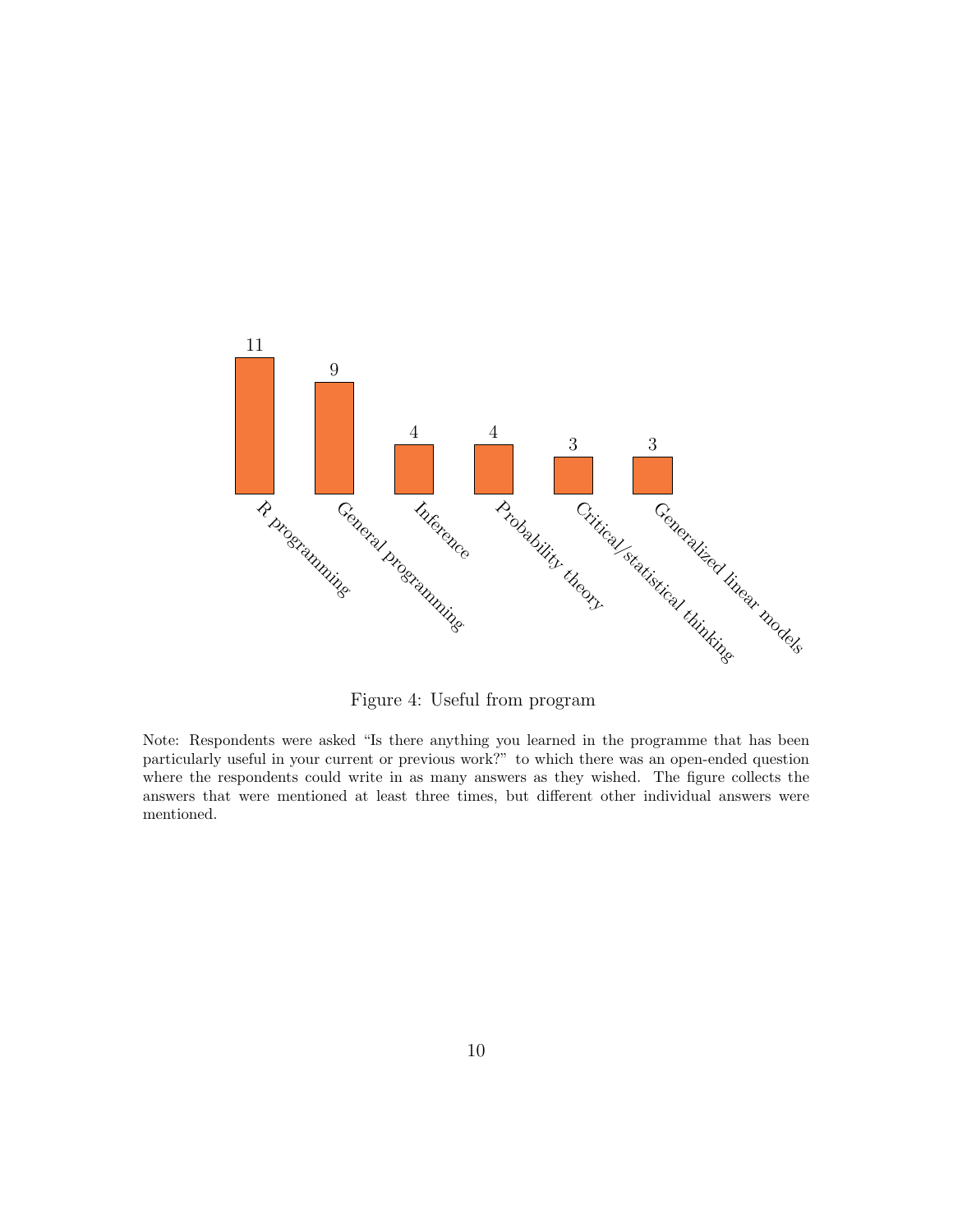| R programming | General programming | Inference | Probability theory | Critical/statistical thinking | Generalized linear models |
| --- | --- | --- | --- | --- | --- |
| 11 | 9 | 4 | 4 | 3 | 3 |

Figure 4: Useful from program

Note: Respondents were asked "Is there anything you learned in the programme that has been particularly useful in your current or previous work?" to which there was an open-ended question where the respondents could write in as many answers as they wished. The figure collects the answers that were mentioned at least three times, but different other individual answers were mentioned.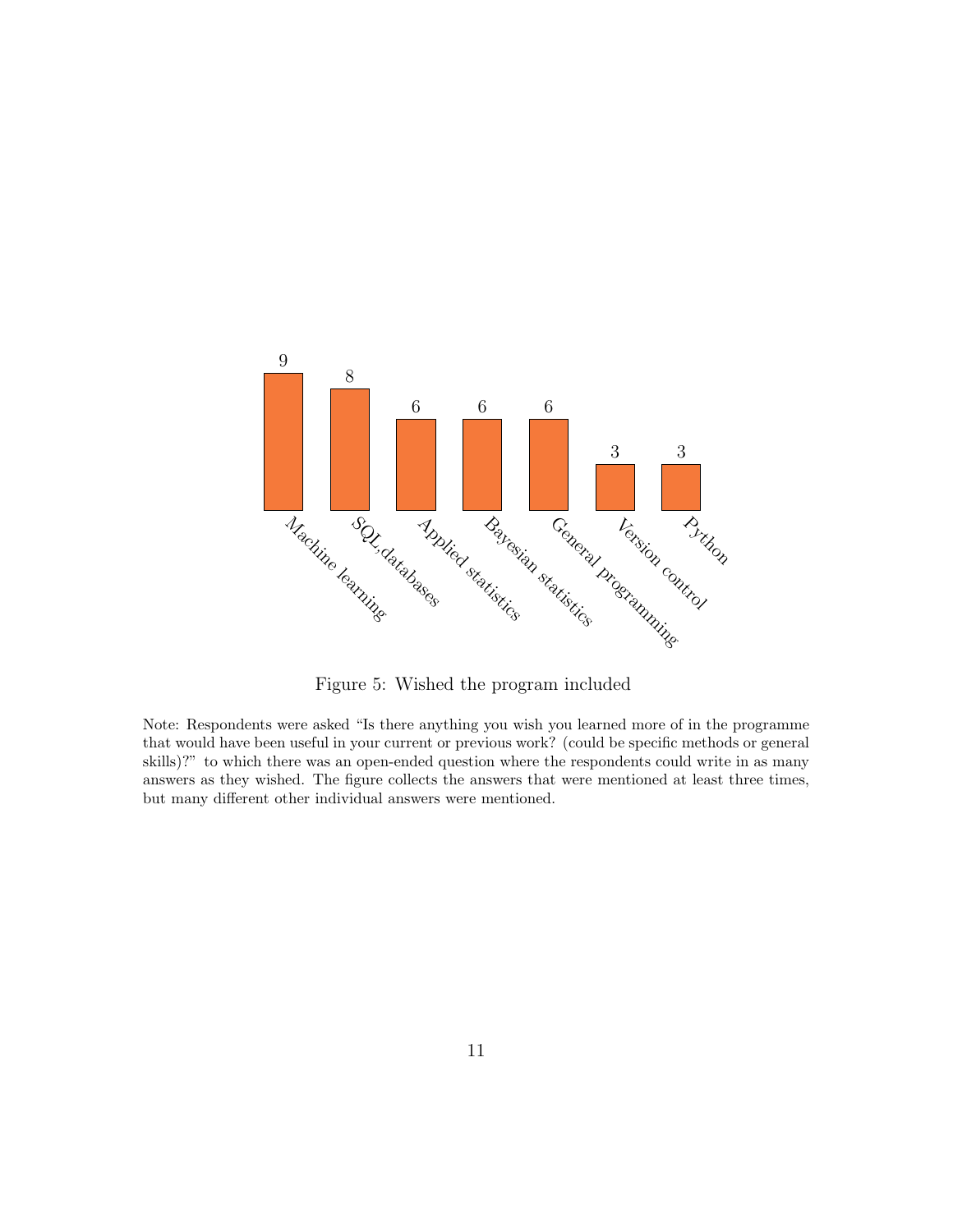Figure 5: Wished the program included

Note: Respondents were asked "Is there anything you wish you learned more of in the programme that would have been useful in your current or previous work? (could be specific methods or general skills)?" to which there was an open-ended question where the respondents could write in as many answers as they wished. The figure collects the answers that were mentioned at least three times, but many different other individual answers were mentioned.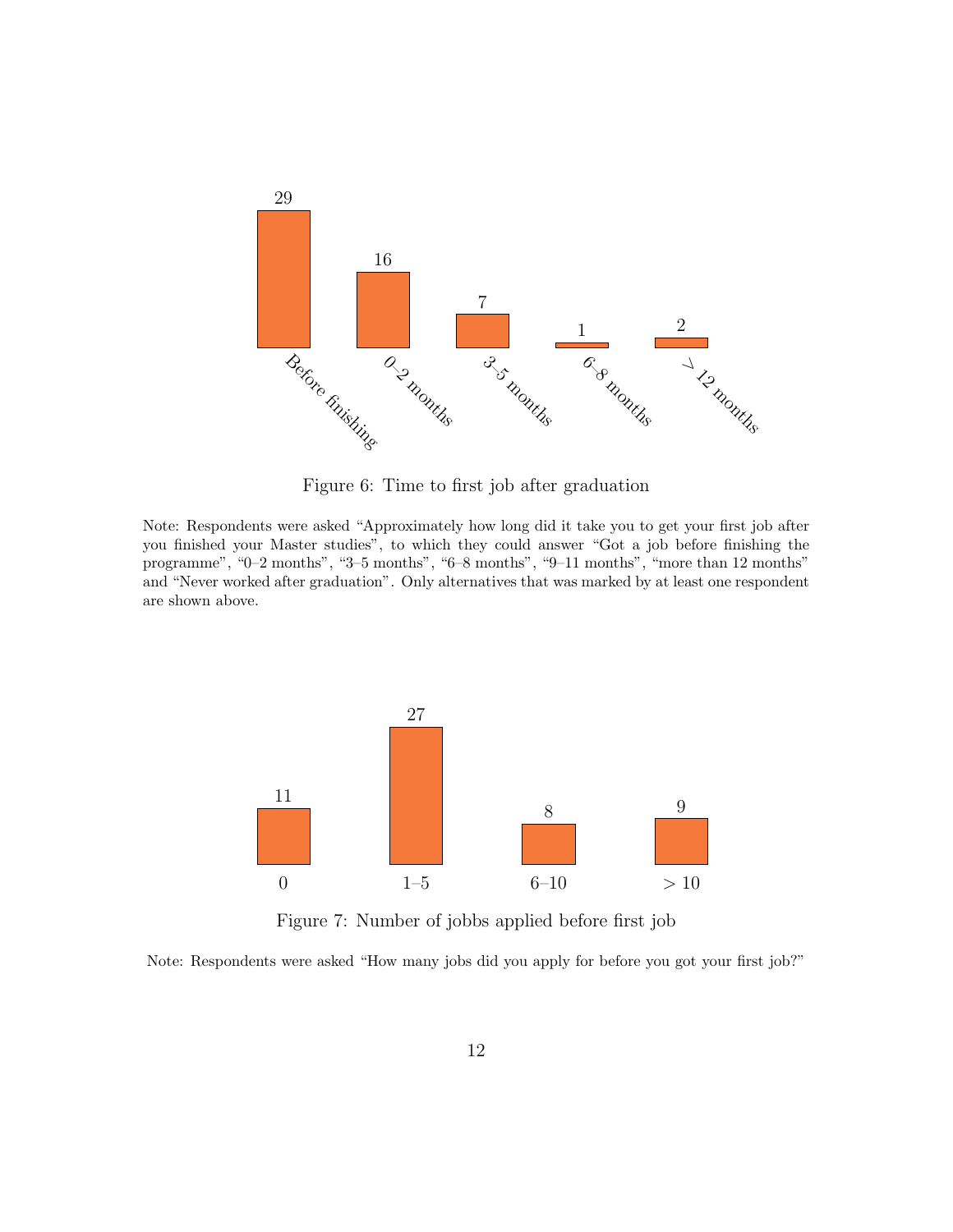| Before finishing | 0–2 months | 3–5 months | 6–8 months | > 12 months |
| --- | --- | --- | --- | --- |
| 29 | 16 | 7 | 1 | 2 |

Figure 6: Time to first job after graduation

Note: Respondents were asked "Approximately how long did it take you to get your first job after you finished your Master studies", to which they could answer "Got a job before finishing the programme", "0–2 months", "3–5 months", "6–8 months", "9–11 months", "more than 12 months" and "Never worked after graduation". Only alternatives that was marked by at least one respondent are shown above.

| 0 | 1–5 | 6–10 | > 10 |
| --- | --- | --- | --- |
| 11 | 27 | 8 | 9 |

Figure 7: Number of jobbs applied before first job

Note: Respondents were asked "How many jobs did you apply for before you got your first job?"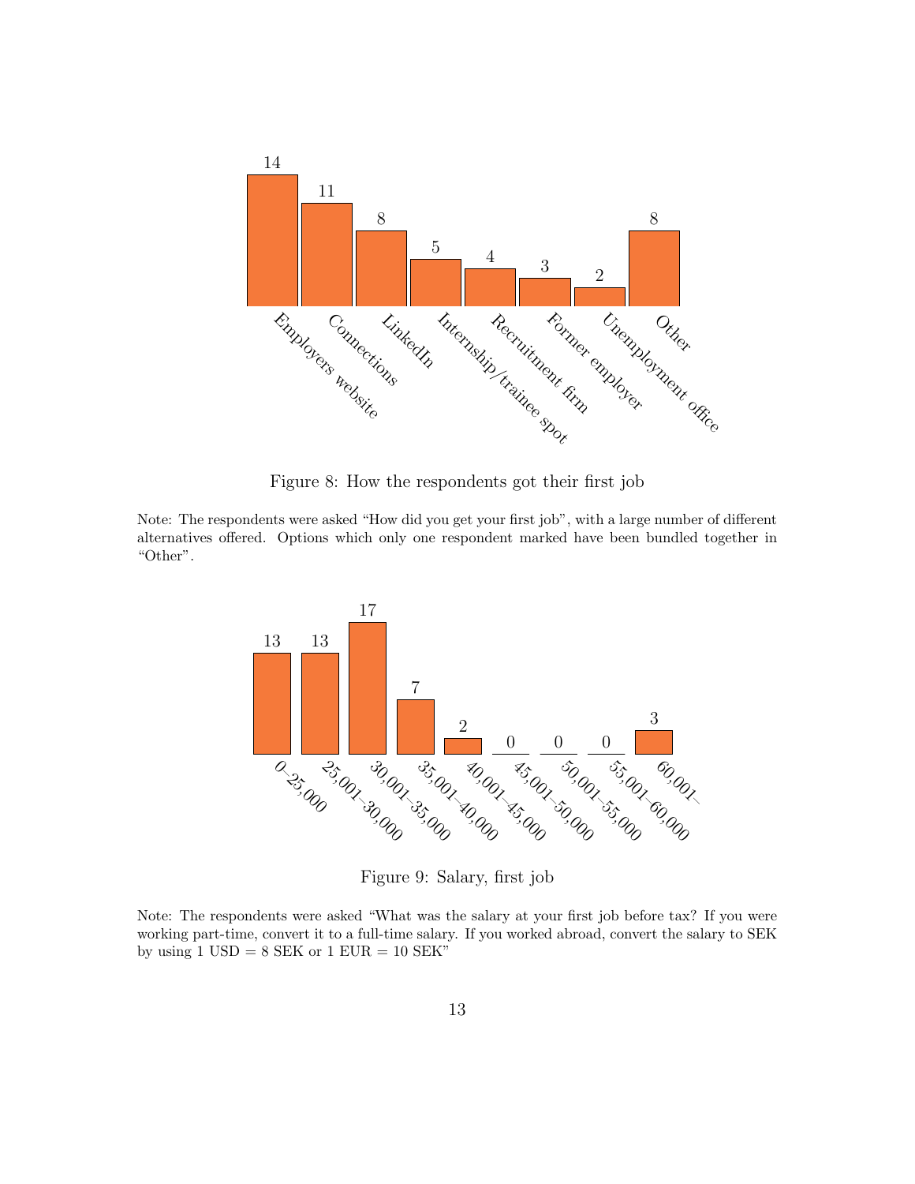| Employers website | Connections | LinkedIn | Internship/trainee spot | Recruitment firm | Former employer | Unemployment office | Other |
| --- | --- | --- | --- | --- | --- | --- | --- |
| 14 | 11 | 8 | 5 | 4 | 3 | 2 | 8 |

Figure 8: How the respondents got their first job

Note: The respondents were asked "How did you get your first job", with a large number of different alternatives offered. Options which only one respondent marked have been bundled together in "Other".

| 0–25,000 | 25,001–30,000 | 30,001–35,000 | 35,001–40,000 | 40,001–45,000 | 45,001–50,000 | 50,001–55,000 | 55,001–60,000 | 60,001– |
| --- | --- | --- | --- | --- | --- | --- | --- | --- |
| 13 | 13 | 17 | 7 | 2 | 0 | 0 | 0 | 3 |

Figure 9: Salary, first job

Note: The respondents were asked "What was the salary at your first job before tax? If you were working part-time, convert it to a full-time salary. If you worked abroad, convert the salary to SEK by using 1 USD = 8 SEK or 1 EUR = 10 SEK"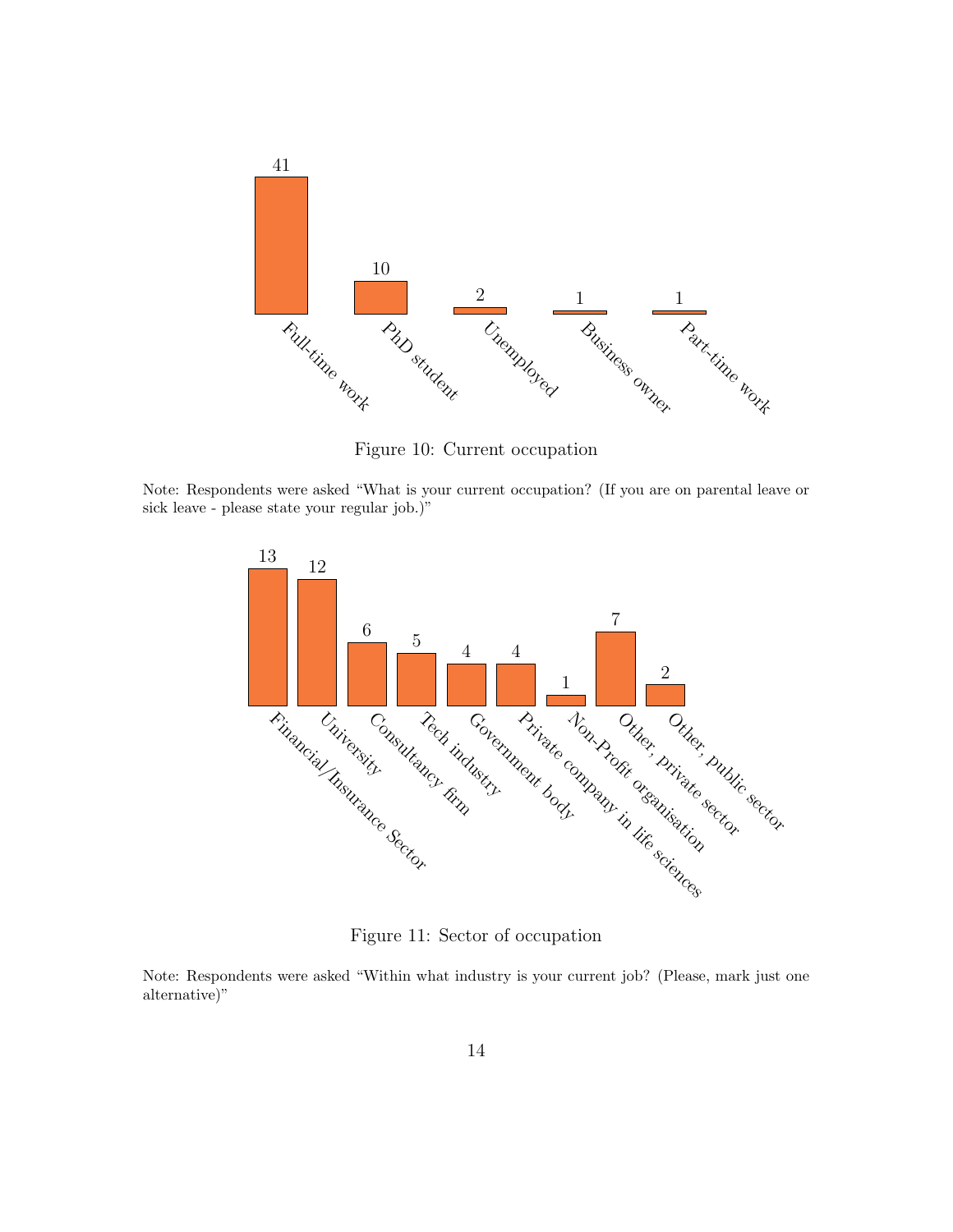Figure 10: Current occupation

Note: Respondents were asked "What is your current occupation? (If you are on parental leave or sick leave - please state your regular job.)"

Figure 11: Sector of occupation

Note: Respondents were asked "Within what industry is your current job? (Please, mark just one alternative)"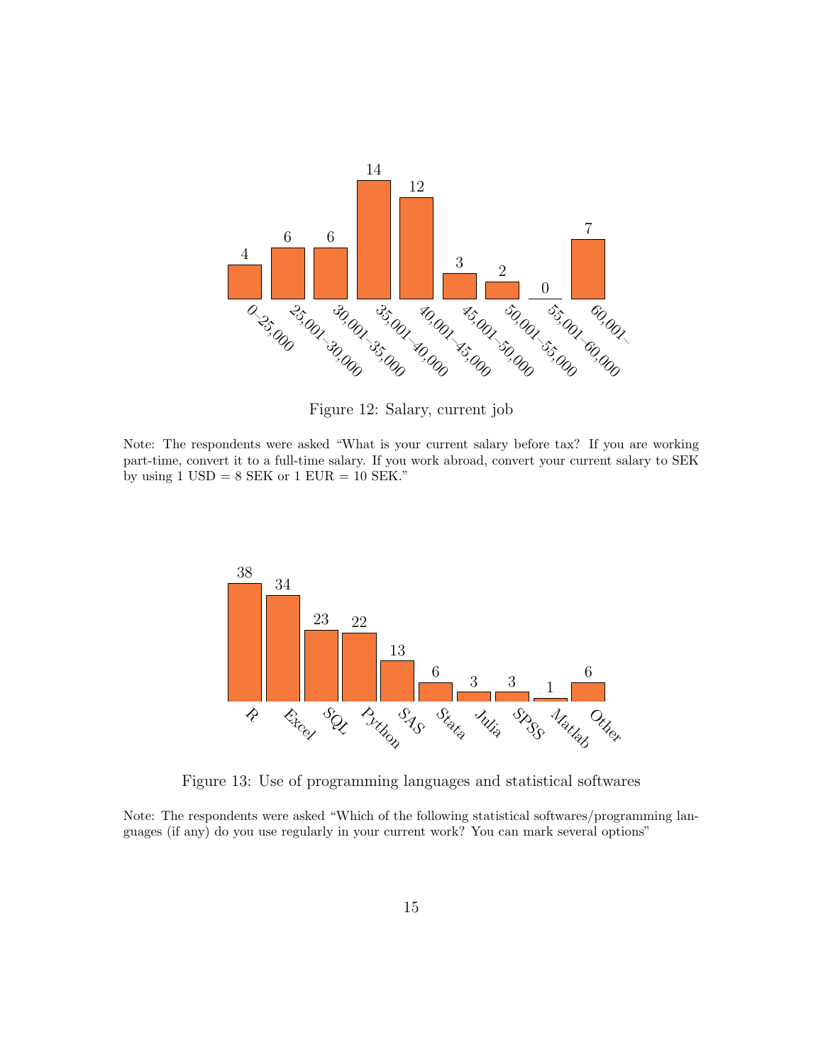Figure 12: Salary, current job

Note: The respondents were asked "What is your current salary before tax? If you are working part-time, convert it to a full-time salary. If you work abroad, convert your current salary to SEK by using 1 USD = 8 SEK or 1 EUR = 10 SEK."

Figure 13: Use of programming languages and statistical softwares

Note: The respondents were asked "Which of the following statistical softwares/programming languages (if any) do you use regularly in your current work? You can mark several options"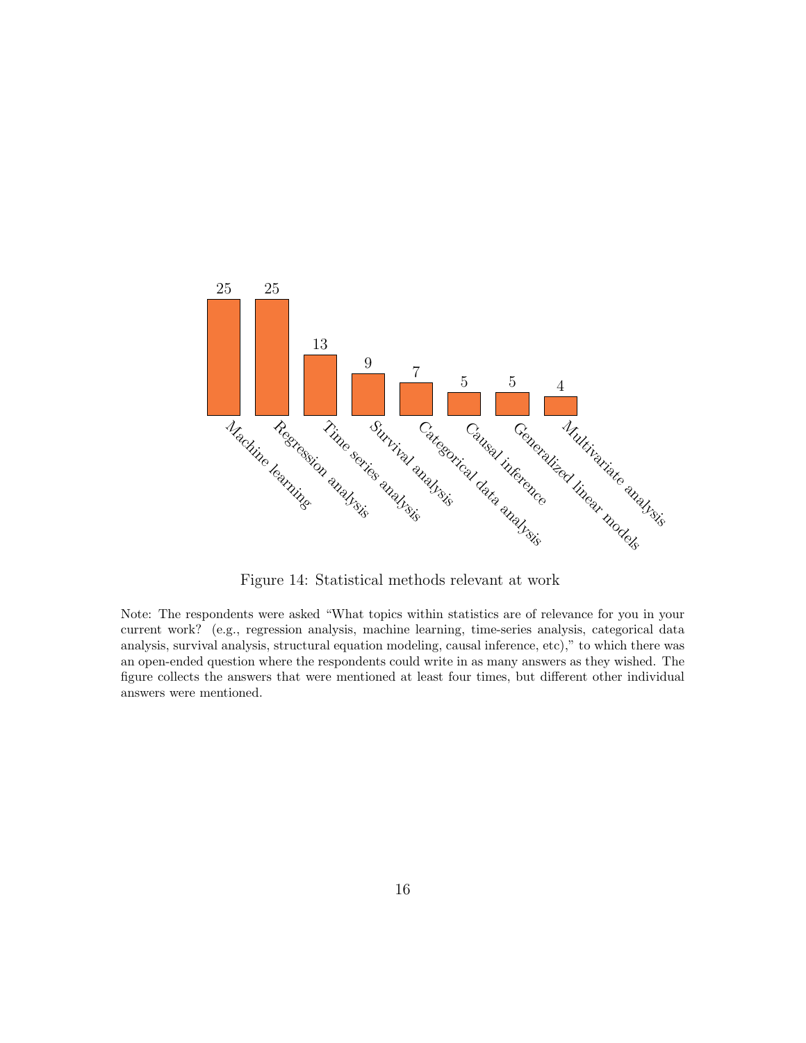25 25 13 9 7 5 5 4

Machine learning
Regression analysis
Time series analysis
Survival analysis
Categorical data analysis
Causal inference
Generalized linear models
Multivariate analysis

Figure 14: Statistical methods relevant at work

Note: The respondents were asked "What topics within statistics are of relevance for you in your current work? (e.g., regression analysis, machine learning, time-series analysis, categorical data analysis, survival analysis, structural equation modeling, causal inference, etc)," to which there was an open-ended question where the respondents could write in as many answers as they wished. The figure collects the answers that were mentioned at least four times, but different other individual answers were mentioned.